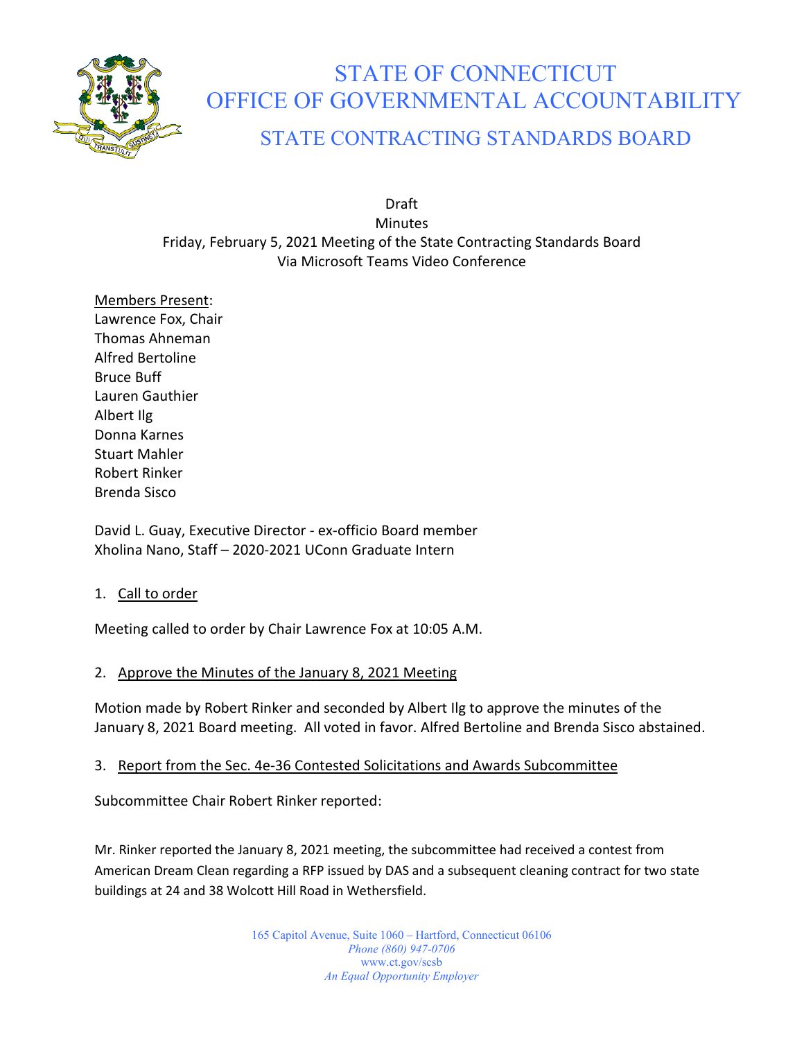# STATE OF CONNECTICUT
# OFFICE OF GOVERNMENTAL ACCOUNTABILITY
## STATE CONTRACTING STANDARDS BOARD

Draft
Minutes
Friday, February 5, 2021 Meeting of the State Contracting Standards Board
Via Microsoft Teams Video Conference

Members Present:
Lawrence Fox, Chair
Thomas Ahneman
Alfred Bertoline
Bruce Buff
Lauren Gauthier
Albert Ilg
Donna Karnes
Stuart Mahler
Robert Rinker
Brenda Sisco

David L. Guay, Executive Director - ex-officio Board member
Xholina Nano, Staff – 2020-2021 UConn Graduate Intern

1. Call to order

Meeting called to order by Chair Lawrence Fox at 10:05 A.M.

2. Approve the Minutes of the January 8, 2021 Meeting

Motion made by Robert Rinker and seconded by Albert Ilg to approve the minutes of the January 8, 2021 Board meeting. All voted in favor. Alfred Bertoline and Brenda Sisco abstained.

3. Report from the Sec. 4e-36 Contested Solicitations and Awards Subcommittee

Subcommittee Chair Robert Rinker reported:

Mr. Rinker reported the January 8, 2021 meeting, the subcommittee had received a contest from American Dream Clean regarding a RFP issued by DAS and a subsequent cleaning contract for two state buildings at 24 and 38 Wolcott Hill Road in Wethersfield.

165 Capitol Avenue, Suite 1060 – Hartford, Connecticut 06106
*Phone (860) 947-0706*
www.ct.gov/scsb
*An Equal Opportunity Employer*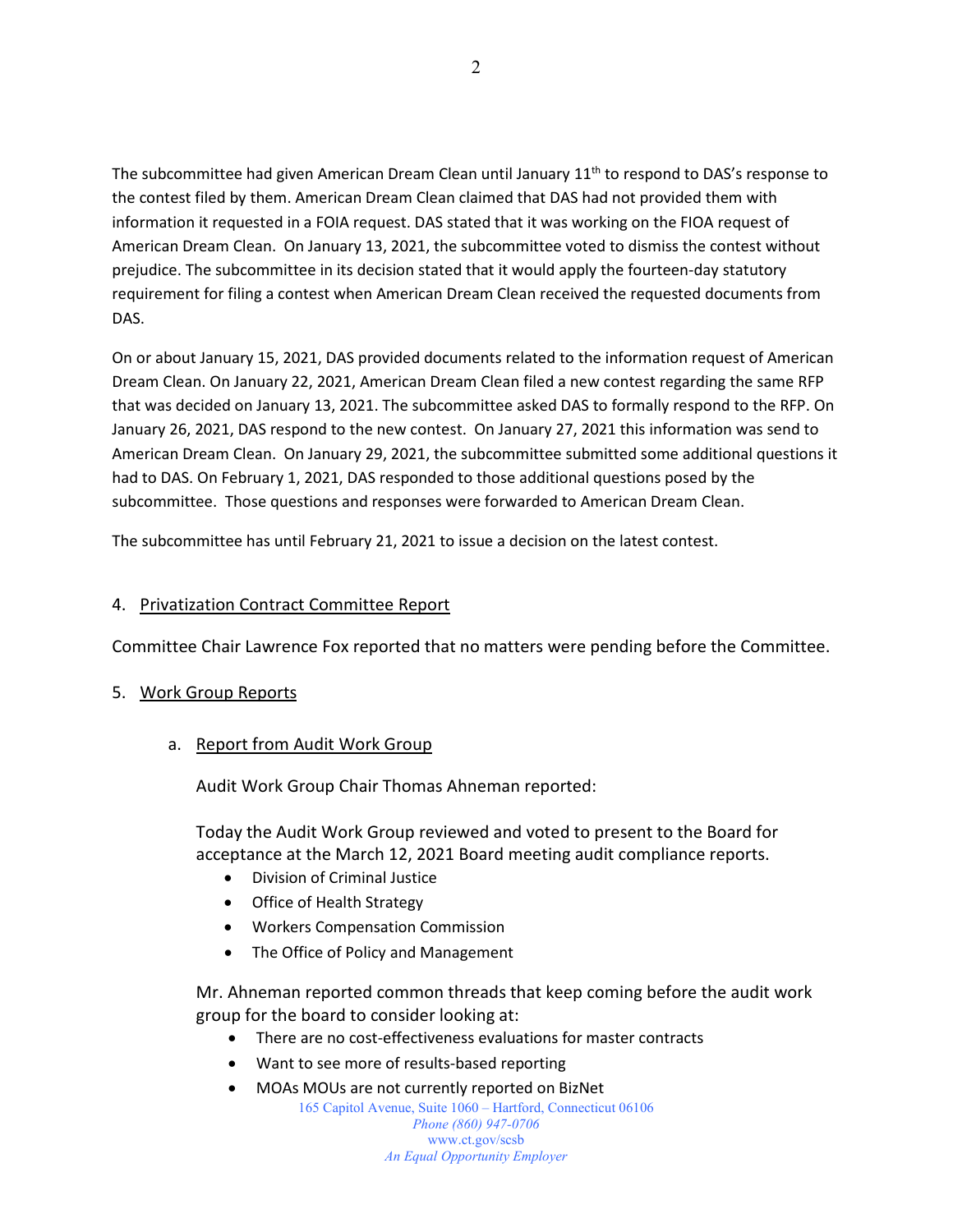The subcommittee had given American Dream Clean until January 11th to respond to DAS's response to the contest filed by them. American Dream Clean claimed that DAS had not provided them with information it requested in a FOIA request. DAS stated that it was working on the FIOA request of American Dream Clean. On January 13, 2021, the subcommittee voted to dismiss the contest without prejudice. The subcommittee in its decision stated that it would apply the fourteen-day statutory requirement for filing a contest when American Dream Clean received the requested documents from DAS.

On or about January 15, 2021, DAS provided documents related to the information request of American Dream Clean. On January 22, 2021, American Dream Clean filed a new contest regarding the same RFP that was decided on January 13, 2021. The subcommittee asked DAS to formally respond to the RFP. On January 26, 2021, DAS respond to the new contest. On January 27, 2021 this information was send to American Dream Clean. On January 29, 2021, the subcommittee submitted some additional questions it had to DAS. On February 1, 2021, DAS responded to those additional questions posed by the subcommittee. Those questions and responses were forwarded to American Dream Clean.

The subcommittee has until February 21, 2021 to issue a decision on the latest contest.

4. Privatization Contract Committee Report

Committee Chair Lawrence Fox reported that no matters were pending before the Committee.

5. Work Group Reports

a. Report from Audit Work Group

Audit Work Group Chair Thomas Ahneman reported:

Today the Audit Work Group reviewed and voted to present to the Board for acceptance at the March 12, 2021 Board meeting audit compliance reports.

- Division of Criminal Justice
- Office of Health Strategy
- Workers Compensation Commission
- The Office of Policy and Management

Mr. Ahneman reported common threads that keep coming before the audit work group for the board to consider looking at:

- There are no cost-effectiveness evaluations for master contracts
- Want to see more of results-based reporting
- MOAs MOUs are not currently reported on BizNet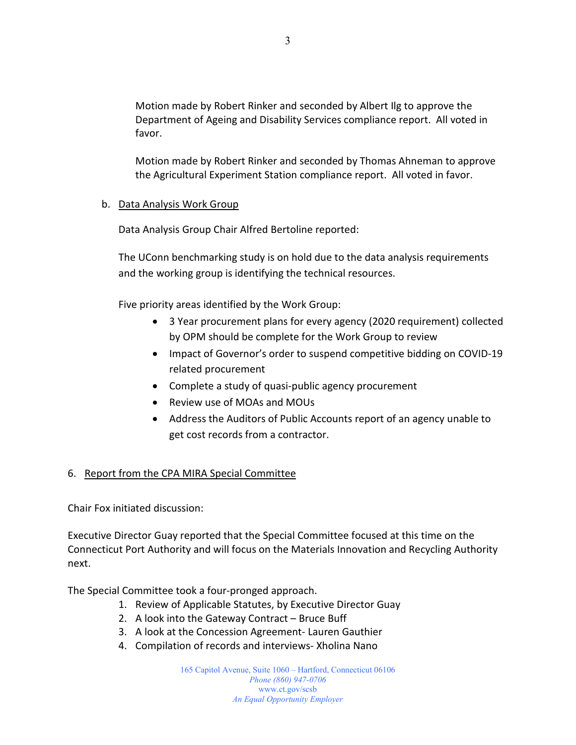Motion made by Robert Rinker and seconded by Albert Ilg to approve the Department of Ageing and Disability Services compliance report. All voted in favor.

Motion made by Robert Rinker and seconded by Thomas Ahneman to approve the Agricultural Experiment Station compliance report. All voted in favor.

b. <u>Data Analysis Work Group</u>

Data Analysis Group Chair Alfred Bertoline reported:

The UConn benchmarking study is on hold due to the data analysis requirements and the working group is identifying the technical resources.

Five priority areas identified by the Work Group:

- 3 Year procurement plans for every agency (2020 requirement) collected by OPM should be complete for the Work Group to review
- Impact of Governor's order to suspend competitive bidding on COVID-19 related procurement
- Complete a study of quasi-public agency procurement
- Review use of MOAs and MOUs
- Address the Auditors of Public Accounts report of an agency unable to get cost records from a contractor.

6. <u>Report from the CPA MIRA Special Committee</u>

Chair Fox initiated discussion:

Executive Director Guay reported that the Special Committee focused at this time on the Connecticut Port Authority and will focus on the Materials Innovation and Recycling Authority next.

The Special Committee took a four-pronged approach.

1. Review of Applicable Statutes, by Executive Director Guay
2. A look into the Gateway Contract – Bruce Buff
3. A look at the Concession Agreement- Lauren Gauthier
4. Compilation of records and interviews- Xholina Nano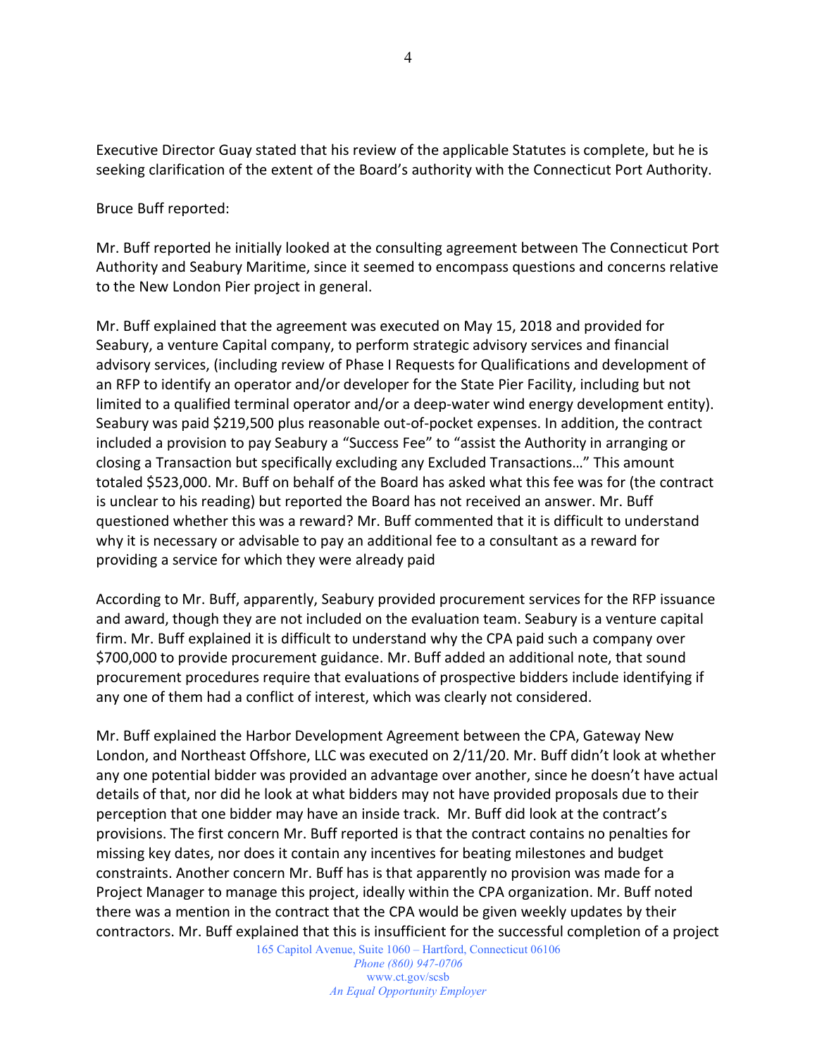Executive Director Guay stated that his review of the applicable Statutes is complete, but he is seeking clarification of the extent of the Board's authority with the Connecticut Port Authority.

Bruce Buff reported:

Mr. Buff reported he initially looked at the consulting agreement between The Connecticut Port Authority and Seabury Maritime, since it seemed to encompass questions and concerns relative to the New London Pier project in general.

Mr. Buff explained that the agreement was executed on May 15, 2018 and provided for Seabury, a venture Capital company, to perform strategic advisory services and financial advisory services, (including review of Phase I Requests for Qualifications and development of an RFP to identify an operator and/or developer for the State Pier Facility, including but not limited to a qualified terminal operator and/or a deep-water wind energy development entity). Seabury was paid $219,500 plus reasonable out-of-pocket expenses. In addition, the contract included a provision to pay Seabury a "Success Fee" to "assist the Authority in arranging or closing a Transaction but specifically excluding any Excluded Transactions…" This amount totaled $523,000. Mr. Buff on behalf of the Board has asked what this fee was for (the contract is unclear to his reading) but reported the Board has not received an answer. Mr. Buff questioned whether this was a reward? Mr. Buff commented that it is difficult to understand why it is necessary or advisable to pay an additional fee to a consultant as a reward for providing a service for which they were already paid

According to Mr. Buff, apparently, Seabury provided procurement services for the RFP issuance and award, though they are not included on the evaluation team. Seabury is a venture capital firm. Mr. Buff explained it is difficult to understand why the CPA paid such a company over $700,000 to provide procurement guidance. Mr. Buff added an additional note, that sound procurement procedures require that evaluations of prospective bidders include identifying if any one of them had a conflict of interest, which was clearly not considered.

Mr. Buff explained the Harbor Development Agreement between the CPA, Gateway New London, and Northeast Offshore, LLC was executed on 2/11/20. Mr. Buff didn't look at whether any one potential bidder was provided an advantage over another, since he doesn't have actual details of that, nor did he look at what bidders may not have provided proposals due to their perception that one bidder may have an inside track. Mr. Buff did look at the contract's provisions. The first concern Mr. Buff reported is that the contract contains no penalties for missing key dates, nor does it contain any incentives for beating milestones and budget constraints. Another concern Mr. Buff has is that apparently no provision was made for a Project Manager to manage this project, ideally within the CPA organization. Mr. Buff noted there was a mention in the contract that the CPA would be given weekly updates by their contractors. Mr. Buff explained that this is insufficient for the successful completion of a project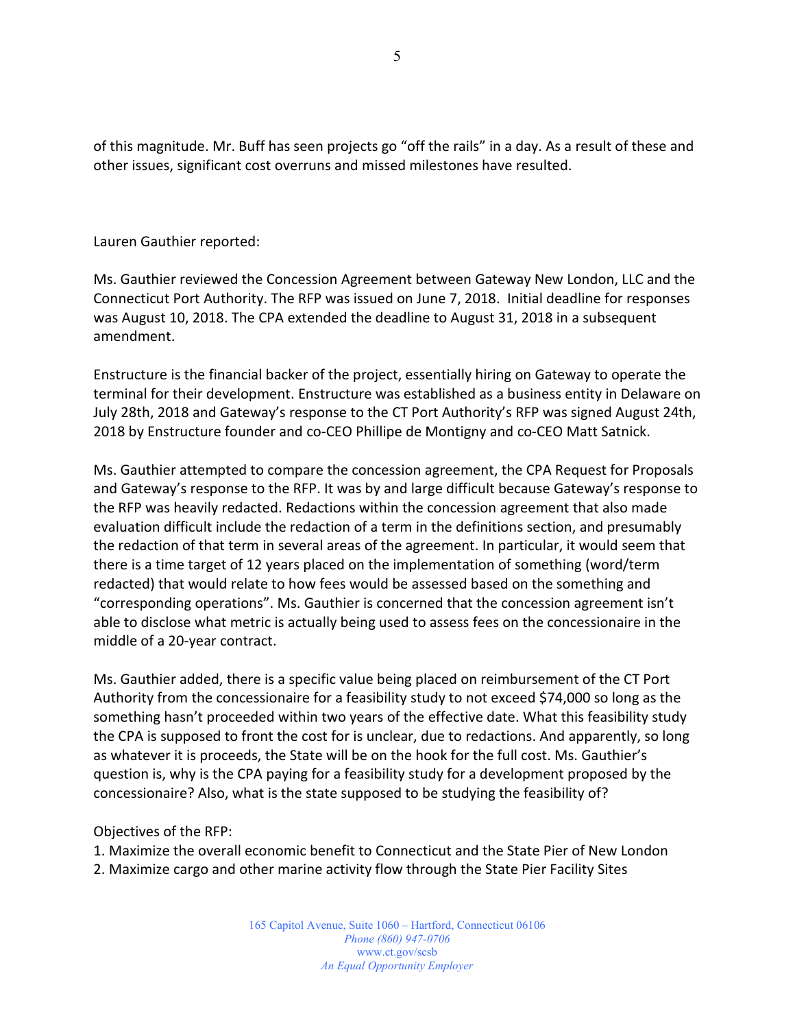of this magnitude. Mr. Buff has seen projects go "off the rails" in a day. As a result of these and other issues, significant cost overruns and missed milestones have resulted.

Lauren Gauthier reported:

Ms. Gauthier reviewed the Concession Agreement between Gateway New London, LLC and the Connecticut Port Authority. The RFP was issued on June 7, 2018. Initial deadline for responses was August 10, 2018. The CPA extended the deadline to August 31, 2018 in a subsequent amendment.

Enstructure is the financial backer of the project, essentially hiring on Gateway to operate the terminal for their development. Enstructure was established as a business entity in Delaware on July 28th, 2018 and Gateway's response to the CT Port Authority's RFP was signed August 24th, 2018 by Enstructure founder and co-CEO Phillipe de Montigny and co-CEO Matt Satnick.

Ms. Gauthier attempted to compare the concession agreement, the CPA Request for Proposals and Gateway's response to the RFP. It was by and large difficult because Gateway's response to the RFP was heavily redacted. Redactions within the concession agreement that also made evaluation difficult include the redaction of a term in the definitions section, and presumably the redaction of that term in several areas of the agreement. In particular, it would seem that there is a time target of 12 years placed on the implementation of something (word/term redacted) that would relate to how fees would be assessed based on the something and "corresponding operations". Ms. Gauthier is concerned that the concession agreement isn't able to disclose what metric is actually being used to assess fees on the concessionaire in the middle of a 20-year contract.

Ms. Gauthier added, there is a specific value being placed on reimbursement of the CT Port Authority from the concessionaire for a feasibility study to not exceed $74,000 so long as the something hasn't proceeded within two years of the effective date. What this feasibility study the CPA is supposed to front the cost for is unclear, due to redactions. And apparently, so long as whatever it is proceeds, the State will be on the hook for the full cost. Ms. Gauthier's question is, why is the CPA paying for a feasibility study for a development proposed by the concessionaire? Also, what is the state supposed to be studying the feasibility of?

Objectives of the RFP:

1. Maximize the overall economic benefit to Connecticut and the State Pier of New London
2. Maximize cargo and other marine activity flow through the State Pier Facility Sites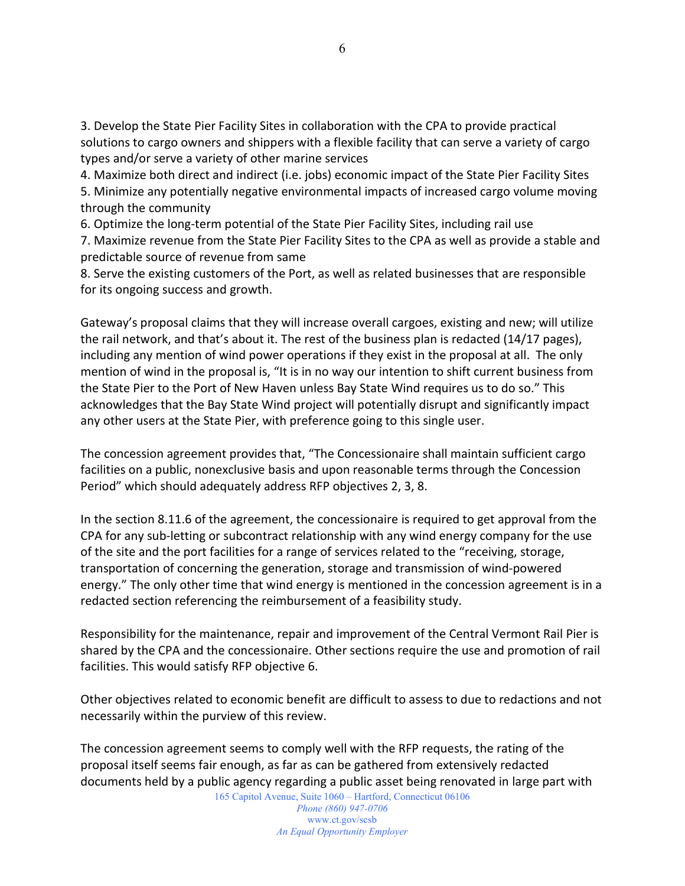3. Develop the State Pier Facility Sites in collaboration with the CPA to provide practical solutions to cargo owners and shippers with a flexible facility that can serve a variety of cargo types and/or serve a variety of other marine services
4. Maximize both direct and indirect (i.e. jobs) economic impact of the State Pier Facility Sites
5. Minimize any potentially negative environmental impacts of increased cargo volume moving through the community
6. Optimize the long-term potential of the State Pier Facility Sites, including rail use
7. Maximize revenue from the State Pier Facility Sites to the CPA as well as provide a stable and predictable source of revenue from same
8. Serve the existing customers of the Port, as well as related businesses that are responsible for its ongoing success and growth.

Gateway's proposal claims that they will increase overall cargoes, existing and new; will utilize the rail network, and that's about it. The rest of the business plan is redacted (14/17 pages), including any mention of wind power operations if they exist in the proposal at all. The only mention of wind in the proposal is, "It is in no way our intention to shift current business from the State Pier to the Port of New Haven unless Bay State Wind requires us to do so." This acknowledges that the Bay State Wind project will potentially disrupt and significantly impact any other users at the State Pier, with preference going to this single user.

The concession agreement provides that, "The Concessionaire shall maintain sufficient cargo facilities on a public, nonexclusive basis and upon reasonable terms through the Concession Period" which should adequately address RFP objectives 2, 3, 8.

In the section 8.11.6 of the agreement, the concessionaire is required to get approval from the CPA for any sub-letting or subcontract relationship with any wind energy company for the use of the site and the port facilities for a range of services related to the "receiving, storage, transportation of concerning the generation, storage and transmission of wind-powered energy." The only other time that wind energy is mentioned in the concession agreement is in a redacted section referencing the reimbursement of a feasibility study.

Responsibility for the maintenance, repair and improvement of the Central Vermont Rail Pier is shared by the CPA and the concessionaire. Other sections require the use and promotion of rail facilities. This would satisfy RFP objective 6.

Other objectives related to economic benefit are difficult to assess to due to redactions and not necessarily within the purview of this review.

The concession agreement seems to comply well with the RFP requests, the rating of the proposal itself seems fair enough, as far as can be gathered from extensively redacted documents held by a public agency regarding a public asset being renovated in large part with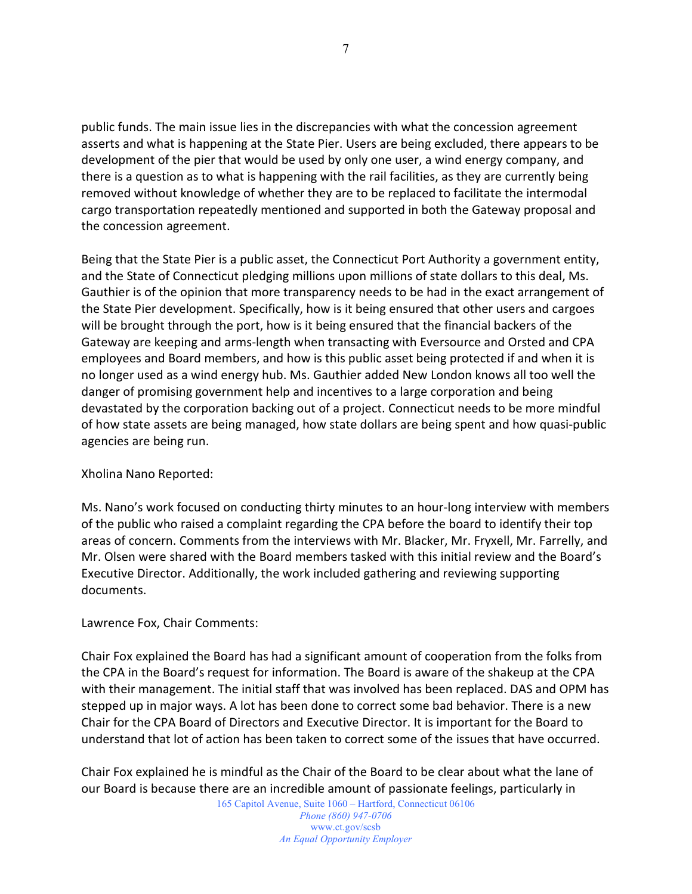public funds. The main issue lies in the discrepancies with what the concession agreement asserts and what is happening at the State Pier. Users are being excluded, there appears to be development of the pier that would be used by only one user, a wind energy company, and there is a question as to what is happening with the rail facilities, as they are currently being removed without knowledge of whether they are to be replaced to facilitate the intermodal cargo transportation repeatedly mentioned and supported in both the Gateway proposal and the concession agreement.

Being that the State Pier is a public asset, the Connecticut Port Authority a government entity, and the State of Connecticut pledging millions upon millions of state dollars to this deal, Ms. Gauthier is of the opinion that more transparency needs to be had in the exact arrangement of the State Pier development. Specifically, how is it being ensured that other users and cargoes will be brought through the port, how is it being ensured that the financial backers of the Gateway are keeping and arms-length when transacting with Eversource and Orsted and CPA employees and Board members, and how is this public asset being protected if and when it is no longer used as a wind energy hub. Ms. Gauthier added New London knows all too well the danger of promising government help and incentives to a large corporation and being devastated by the corporation backing out of a project. Connecticut needs to be more mindful of how state assets are being managed, how state dollars are being spent and how quasi-public agencies are being run.

Xholina Nano Reported:

Ms. Nano's work focused on conducting thirty minutes to an hour-long interview with members of the public who raised a complaint regarding the CPA before the board to identify their top areas of concern. Comments from the interviews with Mr. Blacker, Mr. Fryxell, Mr. Farrelly, and Mr. Olsen were shared with the Board members tasked with this initial review and the Board's Executive Director. Additionally, the work included gathering and reviewing supporting documents.

Lawrence Fox, Chair Comments:

Chair Fox explained the Board has had a significant amount of cooperation from the folks from the CPA in the Board's request for information. The Board is aware of the shakeup at the CPA with their management. The initial staff that was involved has been replaced. DAS and OPM has stepped up in major ways. A lot has been done to correct some bad behavior. There is a new Chair for the CPA Board of Directors and Executive Director. It is important for the Board to understand that lot of action has been taken to correct some of the issues that have occurred.

Chair Fox explained he is mindful as the Chair of the Board to be clear about what the lane of our Board is because there are an incredible amount of passionate feelings, particularly in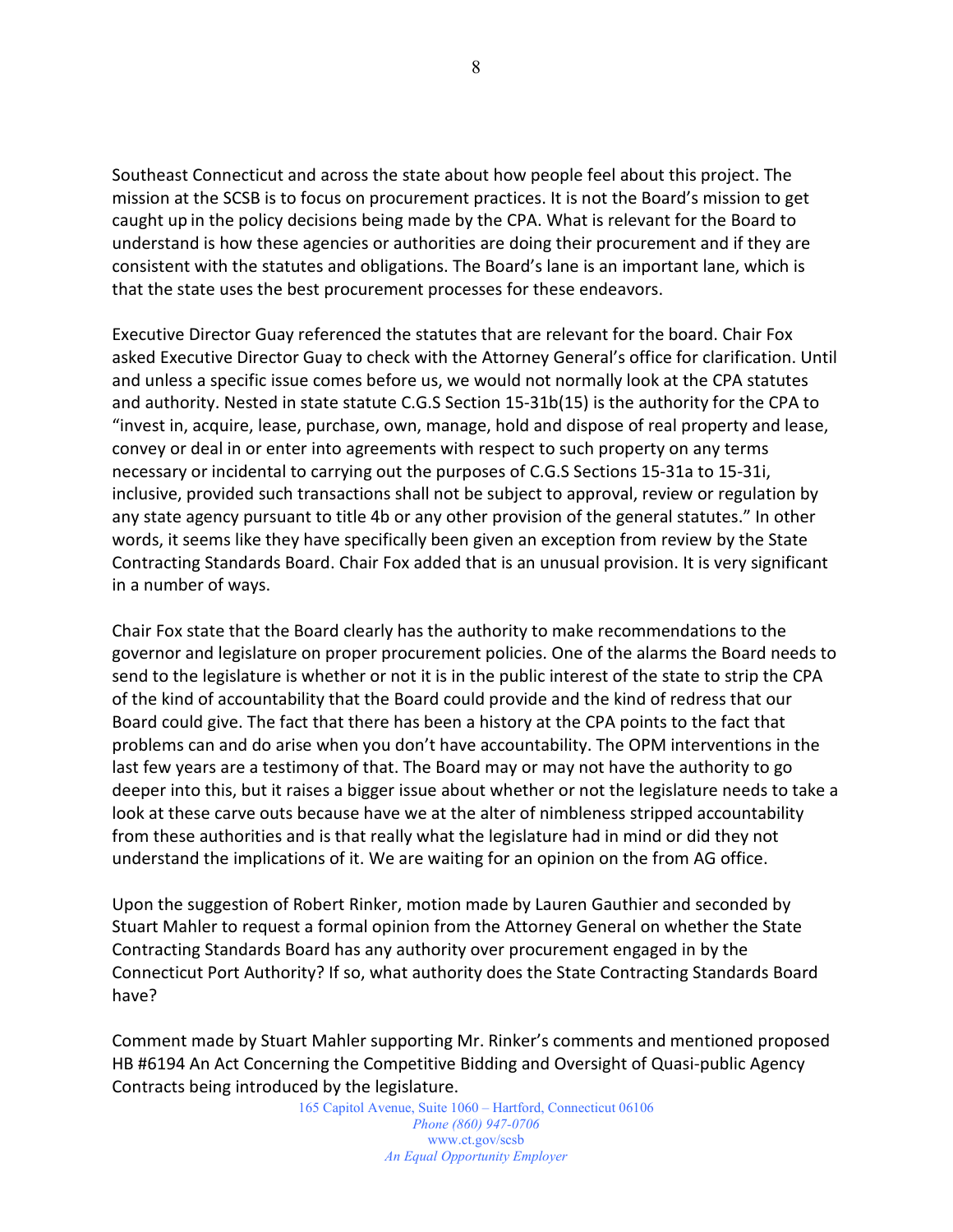Southeast Connecticut and across the state about how people feel about this project. The mission at the SCSB is to focus on procurement practices. It is not the Board's mission to get caught up in the policy decisions being made by the CPA. What is relevant for the Board to understand is how these agencies or authorities are doing their procurement and if they are consistent with the statutes and obligations. The Board's lane is an important lane, which is that the state uses the best procurement processes for these endeavors.

Executive Director Guay referenced the statutes that are relevant for the board. Chair Fox asked Executive Director Guay to check with the Attorney General's office for clarification. Until and unless a specific issue comes before us, we would not normally look at the CPA statutes and authority. Nested in state statute C.G.S Section 15-31b(15) is the authority for the CPA to "invest in, acquire, lease, purchase, own, manage, hold and dispose of real property and lease, convey or deal in or enter into agreements with respect to such property on any terms necessary or incidental to carrying out the purposes of C.G.S Sections 15-31a to 15-31i, inclusive, provided such transactions shall not be subject to approval, review or regulation by any state agency pursuant to title 4b or any other provision of the general statutes." In other words, it seems like they have specifically been given an exception from review by the State Contracting Standards Board. Chair Fox added that is an unusual provision. It is very significant in a number of ways.

Chair Fox state that the Board clearly has the authority to make recommendations to the governor and legislature on proper procurement policies. One of the alarms the Board needs to send to the legislature is whether or not it is in the public interest of the state to strip the CPA of the kind of accountability that the Board could provide and the kind of redress that our Board could give. The fact that there has been a history at the CPA points to the fact that problems can and do arise when you don't have accountability. The OPM interventions in the last few years are a testimony of that. The Board may or may not have the authority to go deeper into this, but it raises a bigger issue about whether or not the legislature needs to take a look at these carve outs because have we at the alter of nimbleness stripped accountability from these authorities and is that really what the legislature had in mind or did they not understand the implications of it. We are waiting for an opinion on the from AG office.

Upon the suggestion of Robert Rinker, motion made by Lauren Gauthier and seconded by Stuart Mahler to request a formal opinion from the Attorney General on whether the State Contracting Standards Board has any authority over procurement engaged in by the Connecticut Port Authority? If so, what authority does the State Contracting Standards Board have?

Comment made by Stuart Mahler supporting Mr. Rinker's comments and mentioned proposed HB #6194 An Act Concerning the Competitive Bidding and Oversight of Quasi-public Agency Contracts being introduced by the legislature.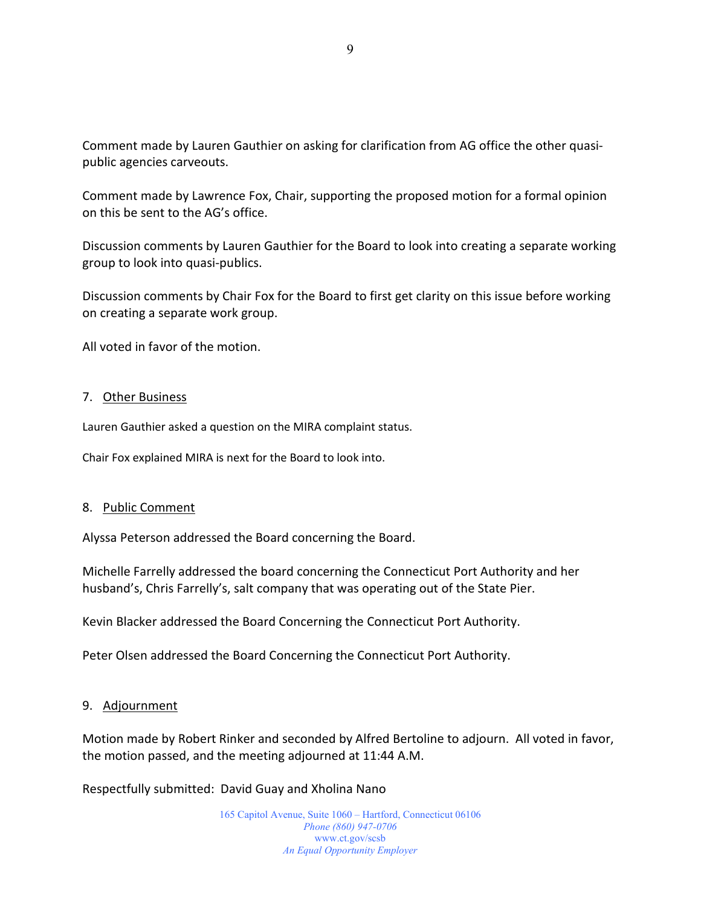Comment made by Lauren Gauthier on asking for clarification from AG office the other quasi-public agencies carveouts.

Comment made by Lawrence Fox, Chair, supporting the proposed motion for a formal opinion on this be sent to the AG's office.

Discussion comments by Lauren Gauthier for the Board to look into creating a separate working group to look into quasi-publics.

Discussion comments by Chair Fox for the Board to first get clarity on this issue before working on creating a separate work group.

All voted in favor of the motion.

7. Other Business

Lauren Gauthier asked a question on the MIRA complaint status.

Chair Fox explained MIRA is next for the Board to look into.

8. Public Comment

Alyssa Peterson addressed the Board concerning the Board.

Michelle Farrelly addressed the board concerning the Connecticut Port Authority and her husband's, Chris Farrelly's, salt company that was operating out of the State Pier.

Kevin Blacker addressed the Board Concerning the Connecticut Port Authority.

Peter Olsen addressed the Board Concerning the Connecticut Port Authority.

9. Adjournment

Motion made by Robert Rinker and seconded by Alfred Bertoline to adjourn. All voted in favor, the motion passed, and the meeting adjourned at 11:44 A.M.

Respectfully submitted: David Guay and Xholina Nano

165 Capitol Avenue, Suite 1060 – Hartford, Connecticut 06106
*Phone (860) 947-0706*
www.ct.gov/scsb
*An Equal Opportunity Employer*